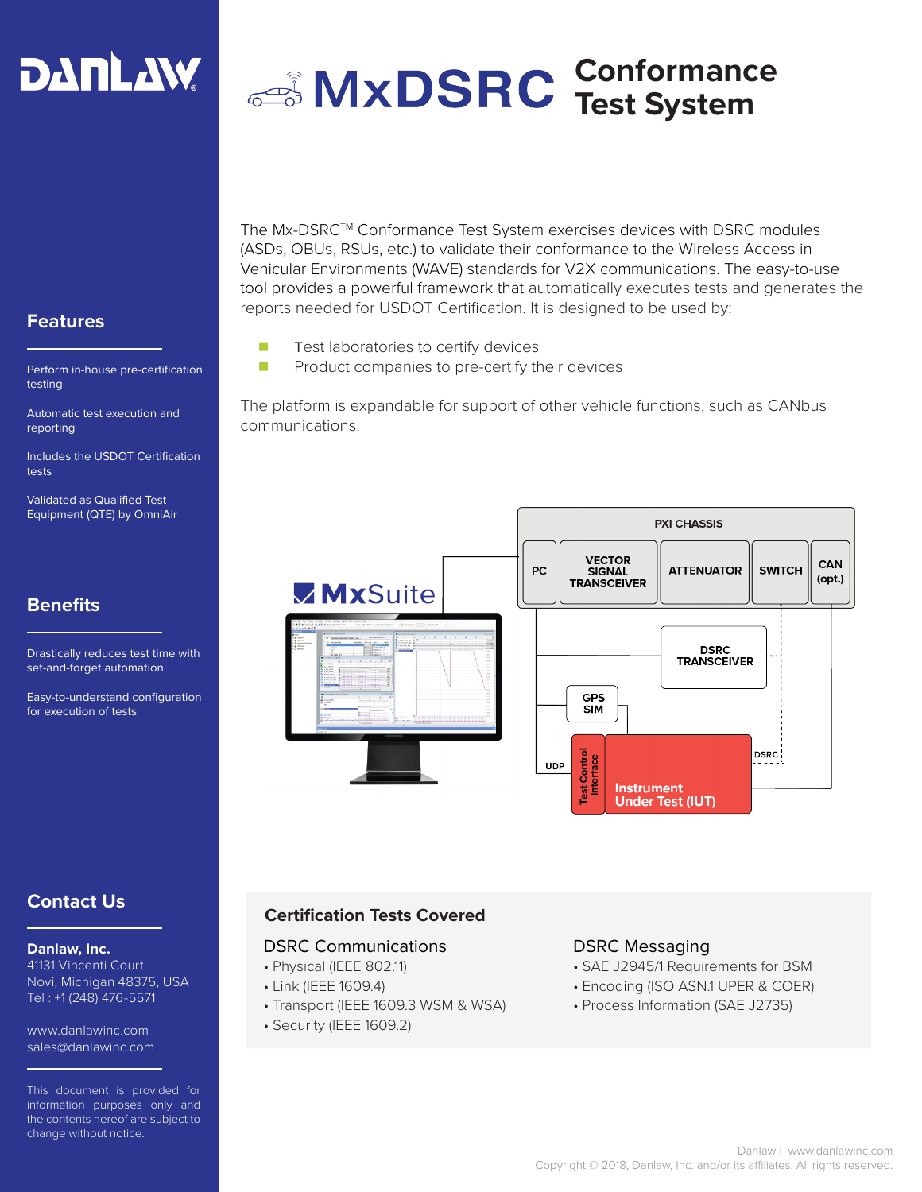# DANLAW

# MxDSRC Conformance Test System

The Mx-DSRC™ Conformance Test System exercises devices with DSRC modules (ASDs, OBUs, RSUs, etc.) to validate their conformance to the Wireless Access in Vehicular Environments (WAVE) standards for V2X communications. The easy-to-use tool provides a powerful framework that automatically executes tests and generates the reports needed for USDOT Certification. It is designed to be used by:

- Test laboratories to certify devices
- Product companies to pre-certify their devices

The platform is expandable for support of other vehicle functions, such as CANbus communications.

PXI CHASSIS: PC, VECTOR SIGNAL TRANSCEIVER, ATTENUATOR, SWITCH, CAN (opt.)

MxSuite — DSRC TRANSCEIVER — GPS SIM — UDP — Test Control Interface — Instrument Under Test (IUT) — DSRC

## Features

Perform in-house pre-certification testing

Automatic test execution and reporting

Includes the USDOT Certification tests

Validated as Qualified Test Equipment (QTE) by OmniAir

## Benefits

Drastically reduces test time with set-and-forget automation

Easy-to-understand configuration for execution of tests

## Certification Tests Covered

### DSRC Communications

- Physical (IEEE 802.11)
- Link (IEEE 1609.4)
- Transport (IEEE 1609.3 WSM & WSA)
- Security (IEEE 1609.2)

### DSRC Messaging

- SAE J2945/1 Requirements for BSM
- Encoding (ISO ASN.1 UPER & COER)
- Process Information (SAE J2735)

## Contact Us

**Danlaw, Inc.**
41131 Vincenti Court
Novi, Michigan 48375, USA
Tel : +1 (248) 476-5571

www.danlawinc.com
sales@danlawinc.com

This document is provided for information purposes only and the contents hereof are subject to change without notice.

Danlaw | www.danlawinc.com
Copyright © 2018, Danlaw, Inc. and/or its affiliates. All rights reserved.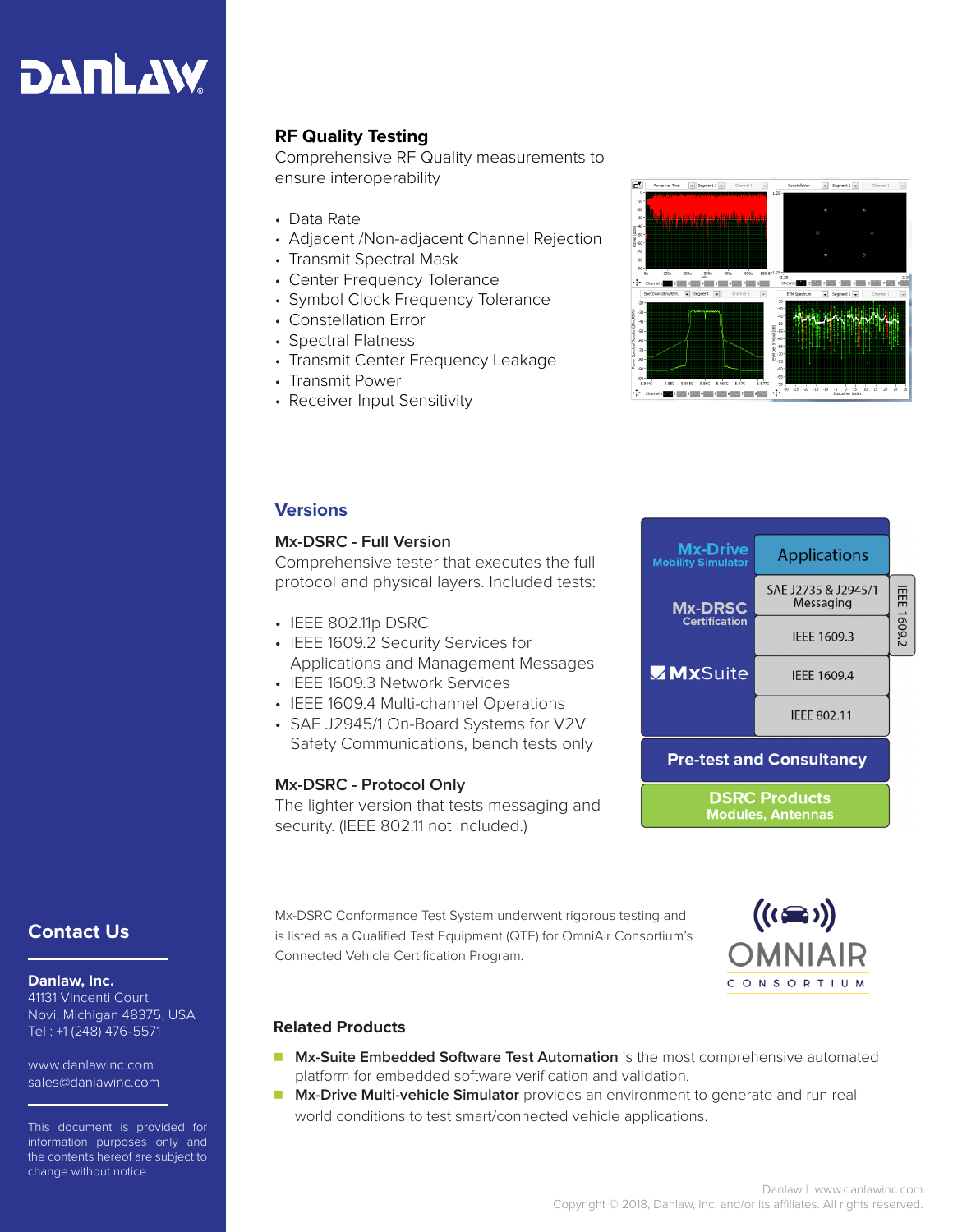DANLAW

## RF Quality Testing

Comprehensive RF Quality measurements to ensure interoperability

- Data Rate
- Adjacent /Non-adjacent Channel Rejection
- Transmit Spectral Mask
- Center Frequency Tolerance
- Symbol Clock Frequency Tolerance
- Constellation Error
- Spectral Flatness
- Transmit Center Frequency Leakage
- Transmit Power
- Receiver Input Sensitivity

## Versions

### Mx-DSRC - Full Version

Comprehensive tester that executes the full protocol and physical layers. Included tests:

- IEEE 802.11p DSRC
- IEEE 1609.2 Security Services for Applications and Management Messages
- IEEE 1609.3 Network Services
- IEEE 1609.4 Multi-channel Operations
- SAE J2945/1 On-Board Systems for V2V Safety Communications, bench tests only

### Mx-DSRC - Protocol Only

The lighter version that tests messaging and security. (IEEE 802.11 not included.)

Mx-Drive
Mobility Simulator

Applications

Mx-DRSC
Certification

SAE J2735 & J2945/1 Messaging

IEEE 1609.3

MxSuite

IEEE 1609.4

IEEE 802.11

IEEE 1609.2

Pre-test and Consultancy

DSRC Products
Modules, Antennas

Mx-DSRC Conformance Test System underwent rigorous testing and is listed as a Qualified Test Equipment (QTE) for OmniAir Consortium's Connected Vehicle Certification Program.

OMNIAIR CONSORTIUM

## Related Products

- **Mx-Suite Embedded Software Test Automation** is the most comprehensive automated platform for embedded software verification and validation.
- **Mx-Drive Multi-vehicle Simulator** provides an environment to generate and run real-world conditions to test smart/connected vehicle applications.

## Contact Us

**Danlaw, Inc.**
41131 Vincenti Court
Novi, Michigan 48375, USA
Tel : +1 (248) 476-5571

www.danlawinc.com
sales@danlawinc.com

This document is provided for information purposes only and the contents hereof are subject to change without notice.

Danlaw | www.danlawinc.com
Copyright © 2018, Danlaw, Inc. and/or its affiliates. All rights reserved.